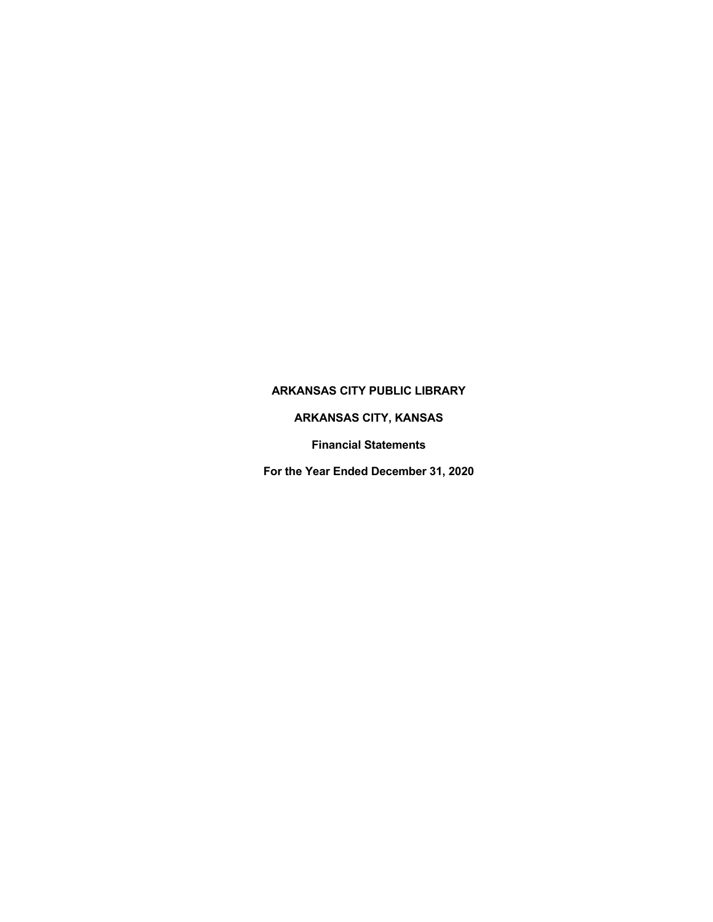# ARKANSAS CITY PUBLIC LIBRARY

## ARKANSAS CITY, KANSAS

### Financial Statements

### For the Year Ended December 31, 2020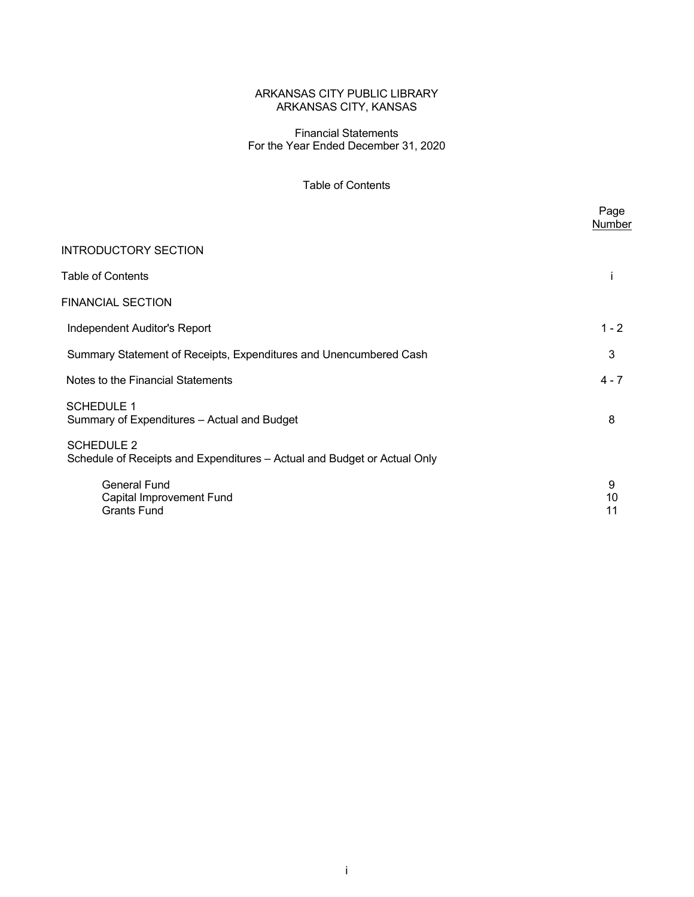# ARKANSAS CITY PUBLIC LIBRARY
# ARKANSAS CITY, KANSAS

Financial Statements
For the Year Ended December 31, 2020

## Table of Contents

| | Page Number |
|---|---|
| INTRODUCTORY SECTION | |
| Table of Contents | i |
| FINANCIAL SECTION | |
| Independent Auditor's Report | 1 - 2 |
| Summary Statement of Receipts, Expenditures and Unencumbered Cash | 3 |
| Notes to the Financial Statements | 4 - 7 |
| SCHEDULE 1<br>Summary of Expenditures – Actual and Budget | 8 |
| SCHEDULE 2<br>Schedule of Receipts and Expenditures – Actual and Budget or Actual Only | |
| General Fund | 9 |
| Capital Improvement Fund | 10 |
| Grants Fund | 11 |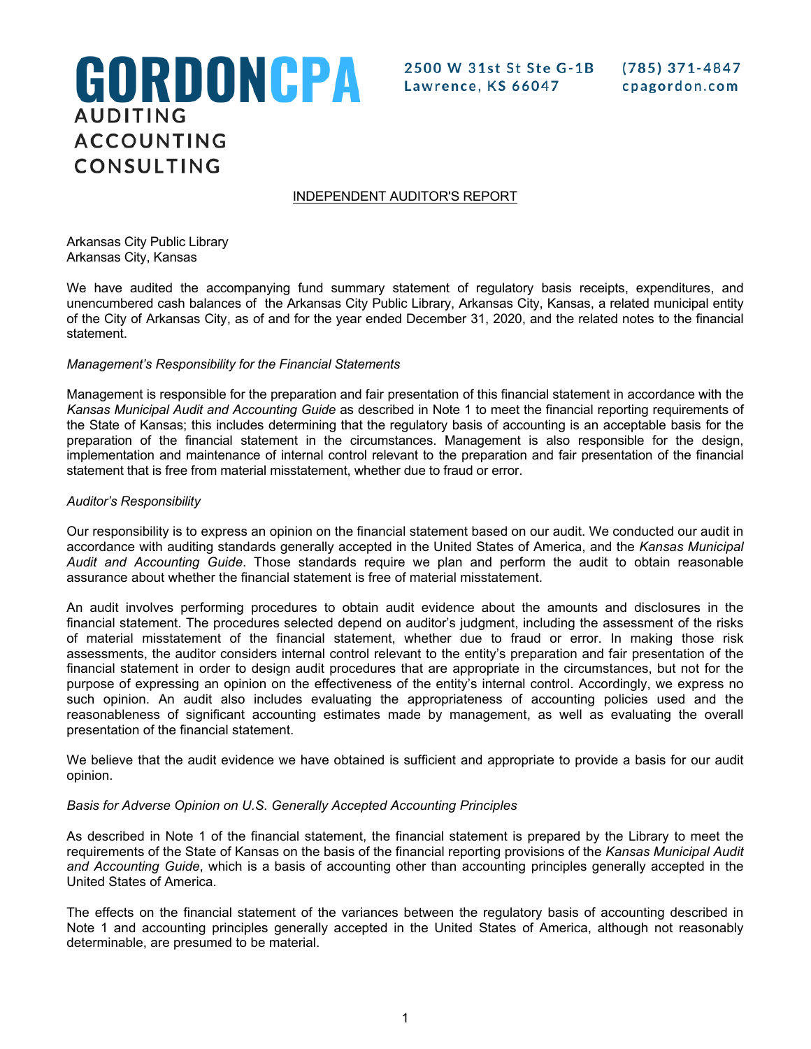# GORDONCPA
AUDITING
ACCOUNTING
CONSULTING

2500 W 31st St Ste G-1B
Lawrence, KS 66047

(785) 371-4847
cpagordon.com

## INDEPENDENT AUDITOR'S REPORT

Arkansas City Public Library
Arkansas City, Kansas

We have audited the accompanying fund summary statement of regulatory basis receipts, expenditures, and unencumbered cash balances of the Arkansas City Public Library, Arkansas City, Kansas, a related municipal entity of the City of Arkansas City, as of and for the year ended December 31, 2020, and the related notes to the financial statement.

*Management's Responsibility for the Financial Statements*

Management is responsible for the preparation and fair presentation of this financial statement in accordance with the *Kansas Municipal Audit and Accounting Guide* as described in Note 1 to meet the financial reporting requirements of the State of Kansas; this includes determining that the regulatory basis of accounting is an acceptable basis for the preparation of the financial statement in the circumstances. Management is also responsible for the design, implementation and maintenance of internal control relevant to the preparation and fair presentation of the financial statement that is free from material misstatement, whether due to fraud or error.

*Auditor's Responsibility*

Our responsibility is to express an opinion on the financial statement based on our audit. We conducted our audit in accordance with auditing standards generally accepted in the United States of America, and the *Kansas Municipal Audit and Accounting Guide*. Those standards require we plan and perform the audit to obtain reasonable assurance about whether the financial statement is free of material misstatement.

An audit involves performing procedures to obtain audit evidence about the amounts and disclosures in the financial statement. The procedures selected depend on auditor's judgment, including the assessment of the risks of material misstatement of the financial statement, whether due to fraud or error. In making those risk assessments, the auditor considers internal control relevant to the entity's preparation and fair presentation of the financial statement in order to design audit procedures that are appropriate in the circumstances, but not for the purpose of expressing an opinion on the effectiveness of the entity's internal control. Accordingly, we express no such opinion. An audit also includes evaluating the appropriateness of accounting policies used and the reasonableness of significant accounting estimates made by management, as well as evaluating the overall presentation of the financial statement.

We believe that the audit evidence we have obtained is sufficient and appropriate to provide a basis for our audit opinion.

*Basis for Adverse Opinion on U.S. Generally Accepted Accounting Principles*

As described in Note 1 of the financial statement, the financial statement is prepared by the Library to meet the requirements of the State of Kansas on the basis of the financial reporting provisions of the *Kansas Municipal Audit and Accounting Guide*, which is a basis of accounting other than accounting principles generally accepted in the United States of America.

The effects on the financial statement of the variances between the regulatory basis of accounting described in Note 1 and accounting principles generally accepted in the United States of America, although not reasonably determinable, are presumed to be material.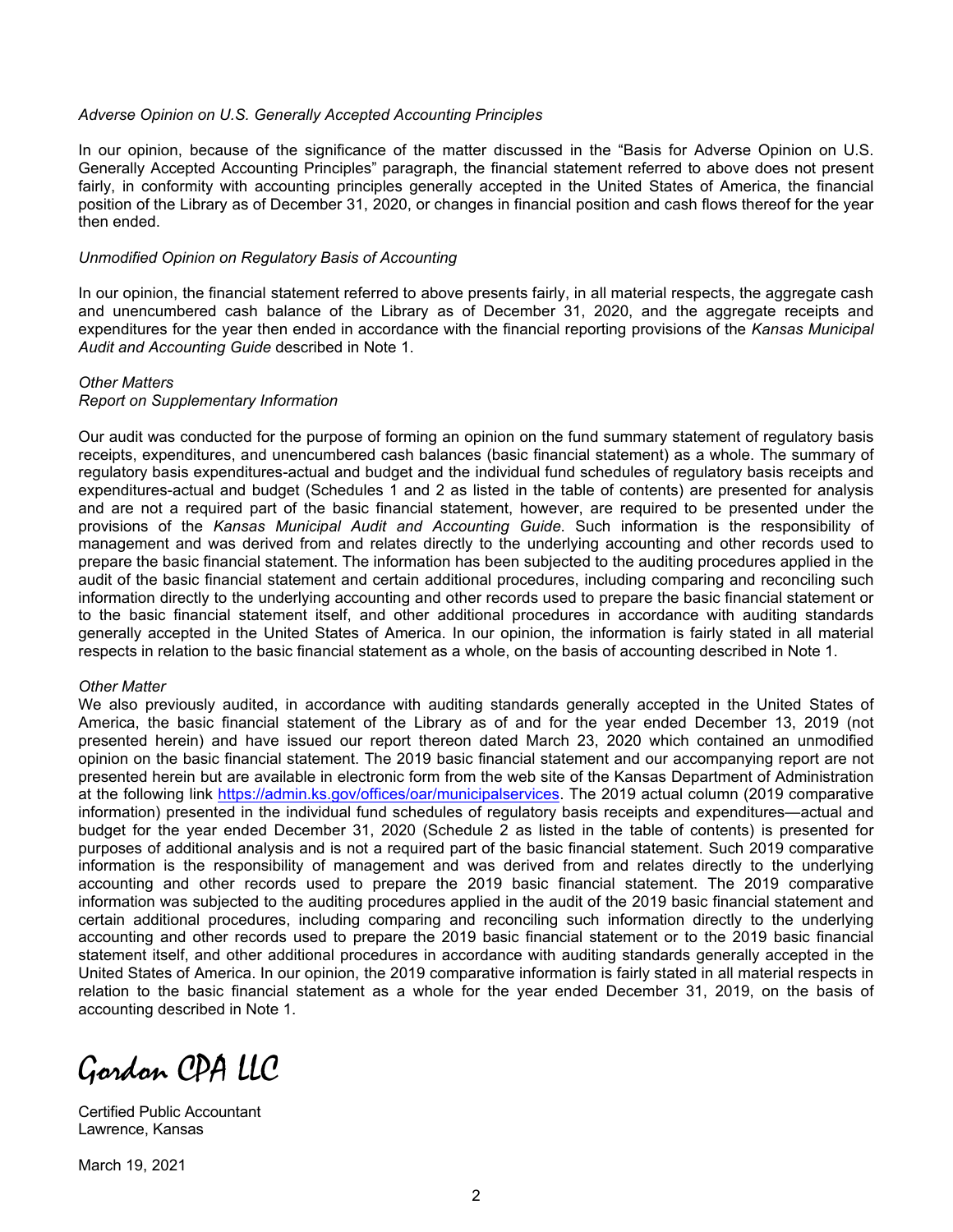*Adverse Opinion on U.S. Generally Accepted Accounting Principles*

In our opinion, because of the significance of the matter discussed in the "Basis for Adverse Opinion on U.S. Generally Accepted Accounting Principles" paragraph, the financial statement referred to above does not present fairly, in conformity with accounting principles generally accepted in the United States of America, the financial position of the Library as of December 31, 2020, or changes in financial position and cash flows thereof for the year then ended.

*Unmodified Opinion on Regulatory Basis of Accounting*

In our opinion, the financial statement referred to above presents fairly, in all material respects, the aggregate cash and unencumbered cash balance of the Library as of December 31, 2020, and the aggregate receipts and expenditures for the year then ended in accordance with the financial reporting provisions of the *Kansas Municipal Audit and Accounting Guide* described in Note 1.

*Other Matters*
*Report on Supplementary Information*

Our audit was conducted for the purpose of forming an opinion on the fund summary statement of regulatory basis receipts, expenditures, and unencumbered cash balances (basic financial statement) as a whole. The summary of regulatory basis expenditures-actual and budget and the individual fund schedules of regulatory basis receipts and expenditures-actual and budget (Schedules 1 and 2 as listed in the table of contents) are presented for analysis and are not a required part of the basic financial statement, however, are required to be presented under the provisions of the *Kansas Municipal Audit and Accounting Guide*. Such information is the responsibility of management and was derived from and relates directly to the underlying accounting and other records used to prepare the basic financial statement. The information has been subjected to the auditing procedures applied in the audit of the basic financial statement and certain additional procedures, including comparing and reconciling such information directly to the underlying accounting and other records used to prepare the basic financial statement or to the basic financial statement itself, and other additional procedures in accordance with auditing standards generally accepted in the United States of America. In our opinion, the information is fairly stated in all material respects in relation to the basic financial statement as a whole, on the basis of accounting described in Note 1.

*Other Matter*

We also previously audited, in accordance with auditing standards generally accepted in the United States of America, the basic financial statement of the Library as of and for the year ended December 13, 2019 (not presented herein) and have issued our report thereon dated March 23, 2020 which contained an unmodified opinion on the basic financial statement. The 2019 basic financial statement and our accompanying report are not presented herein but are available in electronic form from the web site of the Kansas Department of Administration at the following link https://admin.ks.gov/offices/oar/municipalservices. The 2019 actual column (2019 comparative information) presented in the individual fund schedules of regulatory basis receipts and expenditures—actual and budget for the year ended December 31, 2020 (Schedule 2 as listed in the table of contents) is presented for purposes of additional analysis and is not a required part of the basic financial statement. Such 2019 comparative information is the responsibility of management and was derived from and relates directly to the underlying accounting and other records used to prepare the 2019 basic financial statement. The 2019 comparative information was subjected to the auditing procedures applied in the audit of the 2019 basic financial statement and certain additional procedures, including comparing and reconciling such information directly to the underlying accounting and other records used to prepare the 2019 basic financial statement or to the 2019 basic financial statement itself, and other additional procedures in accordance with auditing standards generally accepted in the United States of America. In our opinion, the 2019 comparative information is fairly stated in all material respects in relation to the basic financial statement as a whole for the year ended December 31, 2019, on the basis of accounting described in Note 1.

*Gordon CPA LLC*

Certified Public Accountant
Lawrence, Kansas

March 19, 2021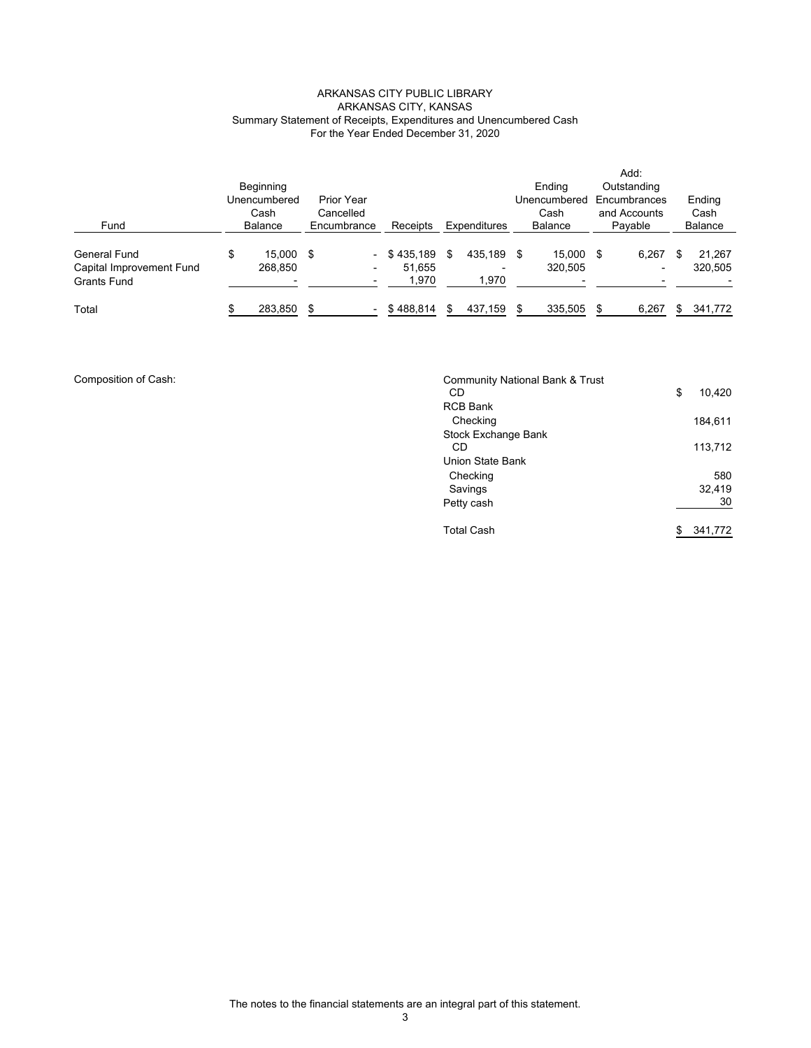# ARKANSAS CITY PUBLIC LIBRARY
## ARKANSAS CITY, KANSAS
### Summary Statement of Receipts, Expenditures and Unencumbered Cash
### For the Year Ended December 31, 2020

| Fund | Beginning Unencumbered Cash Balance | Prior Year Cancelled Encumbrance | Receipts | Expenditures | Ending Unencumbered Cash Balance | Add: Outstanding Encumbrances and Accounts Payable | Ending Cash Balance |
|---|---|---|---|---|---|---|---|
| General Fund | $ 15,000 | $ - | $ 435,189 | $ 435,189 | $ 15,000 | $ 6,267 | $ 21,267 |
| Capital Improvement Fund | 268,850 | - | 51,655 | - | 320,505 | - | 320,505 |
| Grants Fund | - | - | 1,970 | 1,970 | - | - | - |
| Total | $ 283,850 | $ - | $ 488,814 | $ 437,159 | $ 335,505 | $ 6,267 | $ 341,772 |

Composition of Cash:

| | |
|---|---|
| Community National Bank & Trust | |
| CD | $ 10,420 |
| RCB Bank | |
| Checking | 184,611 |
| Stock Exchange Bank | |
| CD | 113,712 |
| Union State Bank | |
| Checking | 580 |
| Savings | 32,419 |
| Petty cash | 30 |
| Total Cash | $ 341,772 |

The notes to the financial statements are an integral part of this statement.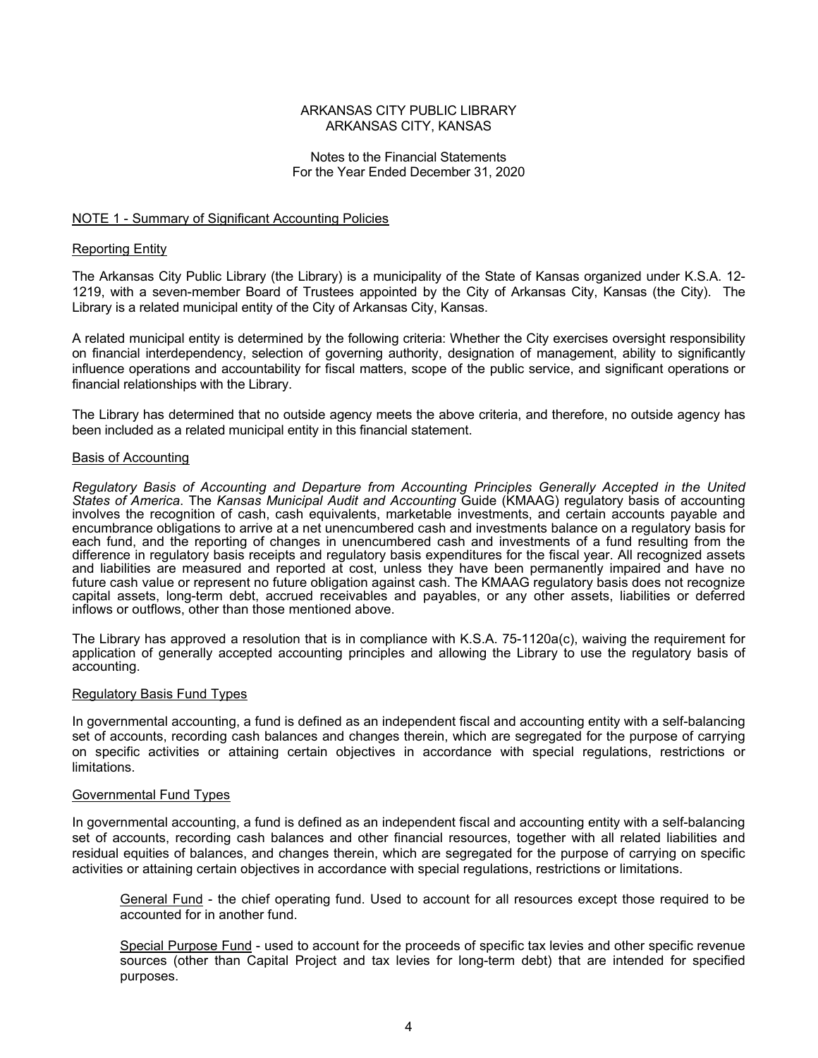ARKANSAS CITY PUBLIC LIBRARY
ARKANSAS CITY, KANSAS

Notes to the Financial Statements
For the Year Ended December 31, 2020

## NOTE 1 - Summary of Significant Accounting Policies

### Reporting Entity

The Arkansas City Public Library (the Library) is a municipality of the State of Kansas organized under K.S.A. 12-1219, with a seven-member Board of Trustees appointed by the City of Arkansas City, Kansas (the City). The Library is a related municipal entity of the City of Arkansas City, Kansas.

A related municipal entity is determined by the following criteria: Whether the City exercises oversight responsibility on financial interdependency, selection of governing authority, designation of management, ability to significantly influence operations and accountability for fiscal matters, scope of the public service, and significant operations or financial relationships with the Library.

The Library has determined that no outside agency meets the above criteria, and therefore, no outside agency has been included as a related municipal entity in this financial statement.

### Basis of Accounting

*Regulatory Basis of Accounting and Departure from Accounting Principles Generally Accepted in the United States of America*. The *Kansas Municipal Audit and Accounting* Guide (KMAAG) regulatory basis of accounting involves the recognition of cash, cash equivalents, marketable investments, and certain accounts payable and encumbrance obligations to arrive at a net unencumbered cash and investments balance on a regulatory basis for each fund, and the reporting of changes in unencumbered cash and investments of a fund resulting from the difference in regulatory basis receipts and regulatory basis expenditures for the fiscal year. All recognized assets and liabilities are measured and reported at cost, unless they have been permanently impaired and have no future cash value or represent no future obligation against cash. The KMAAG regulatory basis does not recognize capital assets, long-term debt, accrued receivables and payables, or any other assets, liabilities or deferred inflows or outflows, other than those mentioned above.

The Library has approved a resolution that is in compliance with K.S.A. 75-1120a(c), waiving the requirement for application of generally accepted accounting principles and allowing the Library to use the regulatory basis of accounting.

### Regulatory Basis Fund Types

In governmental accounting, a fund is defined as an independent fiscal and accounting entity with a self-balancing set of accounts, recording cash balances and changes therein, which are segregated for the purpose of carrying on specific activities or attaining certain objectives in accordance with special regulations, restrictions or limitations.

### Governmental Fund Types

In governmental accounting, a fund is defined as an independent fiscal and accounting entity with a self-balancing set of accounts, recording cash balances and other financial resources, together with all related liabilities and residual equities of balances, and changes therein, which are segregated for the purpose of carrying on specific activities or attaining certain objectives in accordance with special regulations, restrictions or limitations.

General Fund - the chief operating fund. Used to account for all resources except those required to be accounted for in another fund.

Special Purpose Fund - used to account for the proceeds of specific tax levies and other specific revenue sources (other than Capital Project and tax levies for long-term debt) that are intended for specified purposes.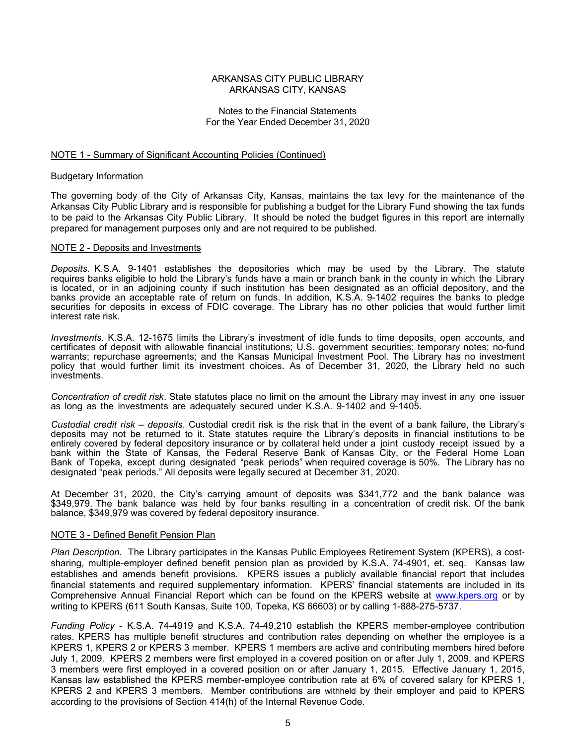ARKANSAS CITY PUBLIC LIBRARY
ARKANSAS CITY, KANSAS

Notes to the Financial Statements
For the Year Ended December 31, 2020

NOTE 1 - Summary of Significant Accounting Policies (Continued)

Budgetary Information

The governing body of the City of Arkansas City, Kansas, maintains the tax levy for the maintenance of the Arkansas City Public Library and is responsible for publishing a budget for the Library Fund showing the tax funds to be paid to the Arkansas City Public Library. It should be noted the budget figures in this report are internally prepared for management purposes only and are not required to be published.

NOTE 2 - Deposits and Investments

*Deposits.* K.S.A. 9-1401 establishes the depositories which may be used by the Library. The statute requires banks eligible to hold the Library's funds have a main or branch bank in the county in which the Library is located, or in an adjoining county if such institution has been designated as an official depository, and the banks provide an acceptable rate of return on funds. In addition, K.S.A. 9-1402 requires the banks to pledge securities for deposits in excess of FDIC coverage. The Library has no other policies that would further limit interest rate risk.

*Investments.* K.S.A. 12-1675 limits the Library's investment of idle funds to time deposits, open accounts, and certificates of deposit with allowable financial institutions; U.S. government securities; temporary notes; no-fund warrants; repurchase agreements; and the Kansas Municipal Investment Pool. The Library has no investment policy that would further limit its investment choices. As of December 31, 2020, the Library held no such investments.

*Concentration of credit risk*. State statutes place no limit on the amount the Library may invest in any one issuer as long as the investments are adequately secured under K.S.A. 9-1402 and 9-1405.

*Custodial credit risk – deposits*. Custodial credit risk is the risk that in the event of a bank failure, the Library's deposits may not be returned to it. State statutes require the Library's deposits in financial institutions to be entirely covered by federal depository insurance or by collateral held under a joint custody receipt issued by a bank within the State of Kansas, the Federal Reserve Bank of Kansas City, or the Federal Home Loan Bank of Topeka, except during designated "peak periods" when required coverage is 50%. The Library has no designated "peak periods." All deposits were legally secured at December 31, 2020.

At December 31, 2020, the City's carrying amount of deposits was $341,772 and the bank balance was $349,979. The bank balance was held by four banks resulting in a concentration of credit risk. Of the bank balance, $349,979 was covered by federal depository insurance.

NOTE 3 - Defined Benefit Pension Plan

*Plan Description.* The Library participates in the Kansas Public Employees Retirement System (KPERS), a cost-sharing, multiple-employer defined benefit pension plan as provided by K.S.A. 74-4901, et. seq. Kansas law establishes and amends benefit provisions. KPERS issues a publicly available financial report that includes financial statements and required supplementary information. KPERS' financial statements are included in its Comprehensive Annual Financial Report which can be found on the KPERS website at www.kpers.org or by writing to KPERS (611 South Kansas, Suite 100, Topeka, KS 66603) or by calling 1-888-275-5737.

*Funding Policy* - K.S.A. 74-4919 and K.S.A. 74-49,210 establish the KPERS member-employee contribution rates. KPERS has multiple benefit structures and contribution rates depending on whether the employee is a KPERS 1, KPERS 2 or KPERS 3 member. KPERS 1 members are active and contributing members hired before July 1, 2009. KPERS 2 members were first employed in a covered position on or after July 1, 2009, and KPERS 3 members were first employed in a covered position on or after January 1, 2015. Effective January 1, 2015, Kansas law established the KPERS member-employee contribution rate at 6% of covered salary for KPERS 1, KPERS 2 and KPERS 3 members. Member contributions are withheld by their employer and paid to KPERS according to the provisions of Section 414(h) of the Internal Revenue Code.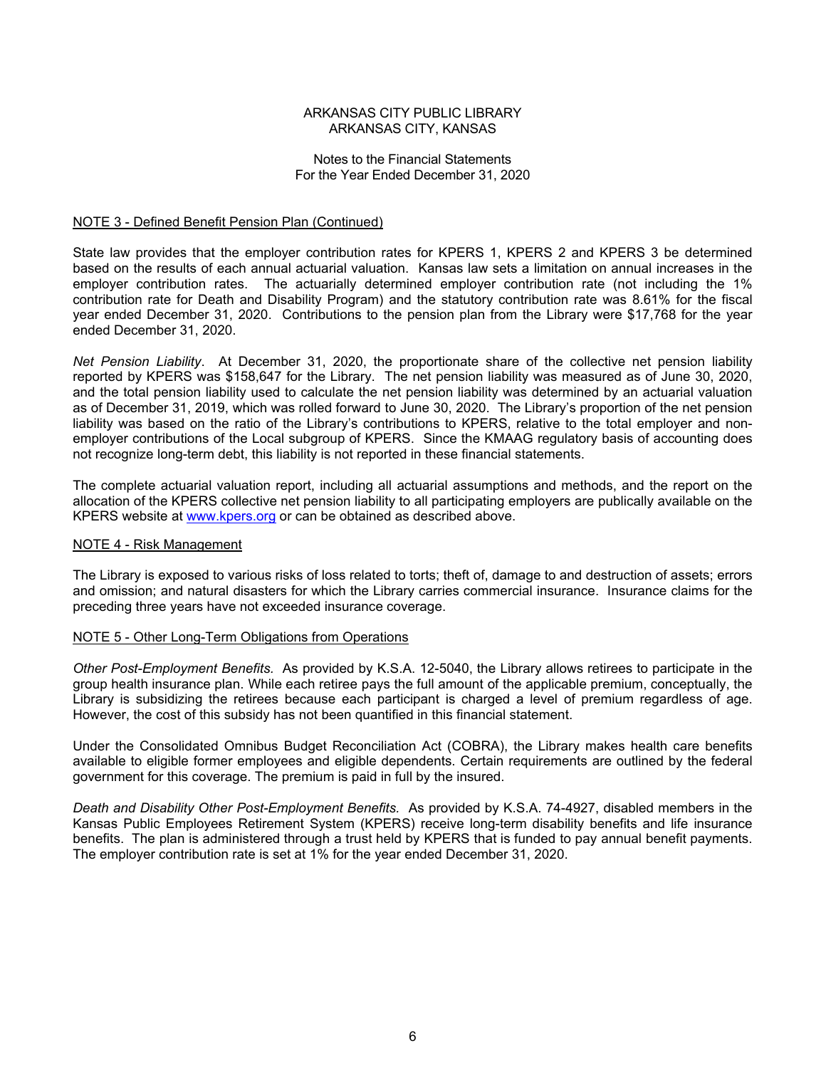ARKANSAS CITY PUBLIC LIBRARY
ARKANSAS CITY, KANSAS

Notes to the Financial Statements
For the Year Ended December 31, 2020

NOTE 3 - Defined Benefit Pension Plan (Continued)

State law provides that the employer contribution rates for KPERS 1, KPERS 2 and KPERS 3 be determined based on the results of each annual actuarial valuation. Kansas law sets a limitation on annual increases in the employer contribution rates. The actuarially determined employer contribution rate (not including the 1% contribution rate for Death and Disability Program) and the statutory contribution rate was 8.61% for the fiscal year ended December 31, 2020. Contributions to the pension plan from the Library were $17,768 for the year ended December 31, 2020.

*Net Pension Liability*. At December 31, 2020, the proportionate share of the collective net pension liability reported by KPERS was $158,647 for the Library. The net pension liability was measured as of June 30, 2020, and the total pension liability used to calculate the net pension liability was determined by an actuarial valuation as of December 31, 2019, which was rolled forward to June 30, 2020. The Library's proportion of the net pension liability was based on the ratio of the Library's contributions to KPERS, relative to the total employer and non-employer contributions of the Local subgroup of KPERS. Since the KMAAG regulatory basis of accounting does not recognize long-term debt, this liability is not reported in these financial statements.

The complete actuarial valuation report, including all actuarial assumptions and methods, and the report on the allocation of the KPERS collective net pension liability to all participating employers are publically available on the KPERS website at www.kpers.org or can be obtained as described above.

NOTE 4 - Risk Management

The Library is exposed to various risks of loss related to torts; theft of, damage to and destruction of assets; errors and omission; and natural disasters for which the Library carries commercial insurance. Insurance claims for the preceding three years have not exceeded insurance coverage.

NOTE 5 - Other Long-Term Obligations from Operations

*Other Post-Employment Benefits.* As provided by K.S.A. 12-5040, the Library allows retirees to participate in the group health insurance plan. While each retiree pays the full amount of the applicable premium, conceptually, the Library is subsidizing the retirees because each participant is charged a level of premium regardless of age. However, the cost of this subsidy has not been quantified in this financial statement.

Under the Consolidated Omnibus Budget Reconciliation Act (COBRA), the Library makes health care benefits available to eligible former employees and eligible dependents. Certain requirements are outlined by the federal government for this coverage. The premium is paid in full by the insured.

*Death and Disability Other Post-Employment Benefits.* As provided by K.S.A. 74-4927, disabled members in the Kansas Public Employees Retirement System (KPERS) receive long-term disability benefits and life insurance benefits. The plan is administered through a trust held by KPERS that is funded to pay annual benefit payments. The employer contribution rate is set at 1% for the year ended December 31, 2020.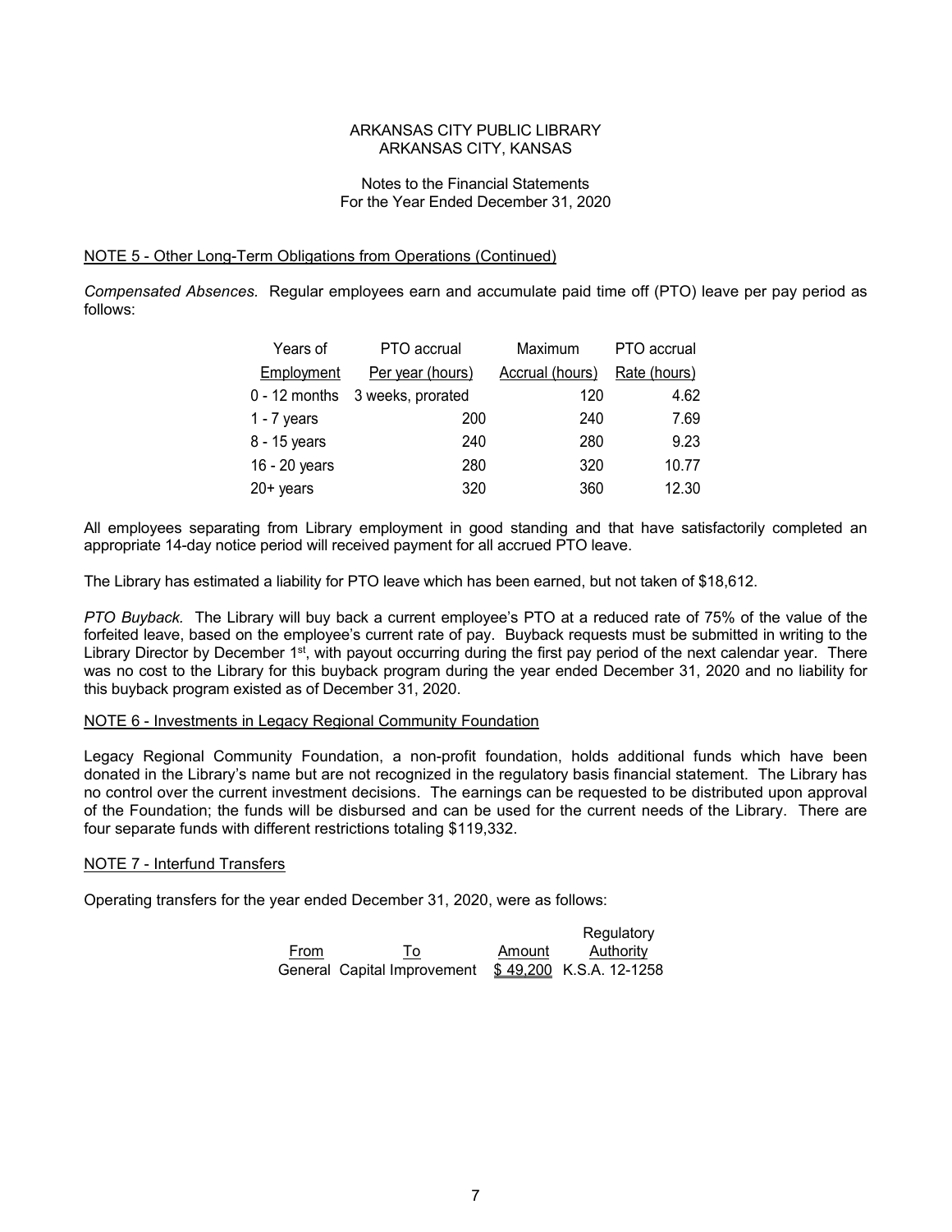ARKANSAS CITY PUBLIC LIBRARY
ARKANSAS CITY, KANSAS

Notes to the Financial Statements
For the Year Ended December 31, 2020

NOTE 5 - Other Long-Term Obligations from Operations (Continued)

*Compensated Absences.* Regular employees earn and accumulate paid time off (PTO) leave per pay period as follows:

| Years of Employment | PTO accrual Per year (hours) | Maximum Accrual (hours) | PTO accrual Rate (hours) |
|---|---|---|---|
| 0 - 12 months | 3 weeks, prorated | 120 | 4.62 |
| 1 - 7 years | 200 | 240 | 7.69 |
| 8 - 15 years | 240 | 280 | 9.23 |
| 16 - 20 years | 280 | 320 | 10.77 |
| 20+ years | 320 | 360 | 12.30 |

All employees separating from Library employment in good standing and that have satisfactorily completed an appropriate 14-day notice period will received payment for all accrued PTO leave.

The Library has estimated a liability for PTO leave which has been earned, but not taken of $18,612.

*PTO Buyback.* The Library will buy back a current employee's PTO at a reduced rate of 75% of the value of the forfeited leave, based on the employee's current rate of pay. Buyback requests must be submitted in writing to the Library Director by December 1st, with payout occurring during the first pay period of the next calendar year. There was no cost to the Library for this buyback program during the year ended December 31, 2020 and no liability for this buyback program existed as of December 31, 2020.

NOTE 6 - Investments in Legacy Regional Community Foundation

Legacy Regional Community Foundation, a non-profit foundation, holds additional funds which have been donated in the Library's name but are not recognized in the regulatory basis financial statement. The Library has no control over the current investment decisions. The earnings can be requested to be distributed upon approval of the Foundation; the funds will be disbursed and can be used for the current needs of the Library. There are four separate funds with different restrictions totaling $119,332.

NOTE 7 - Interfund Transfers

Operating transfers for the year ended December 31, 2020, were as follows:

| From | To | Amount | Regulatory Authority |
|---|---|---|---|
| General | Capital Improvement | $ 49,200 | K.S.A. 12-1258 |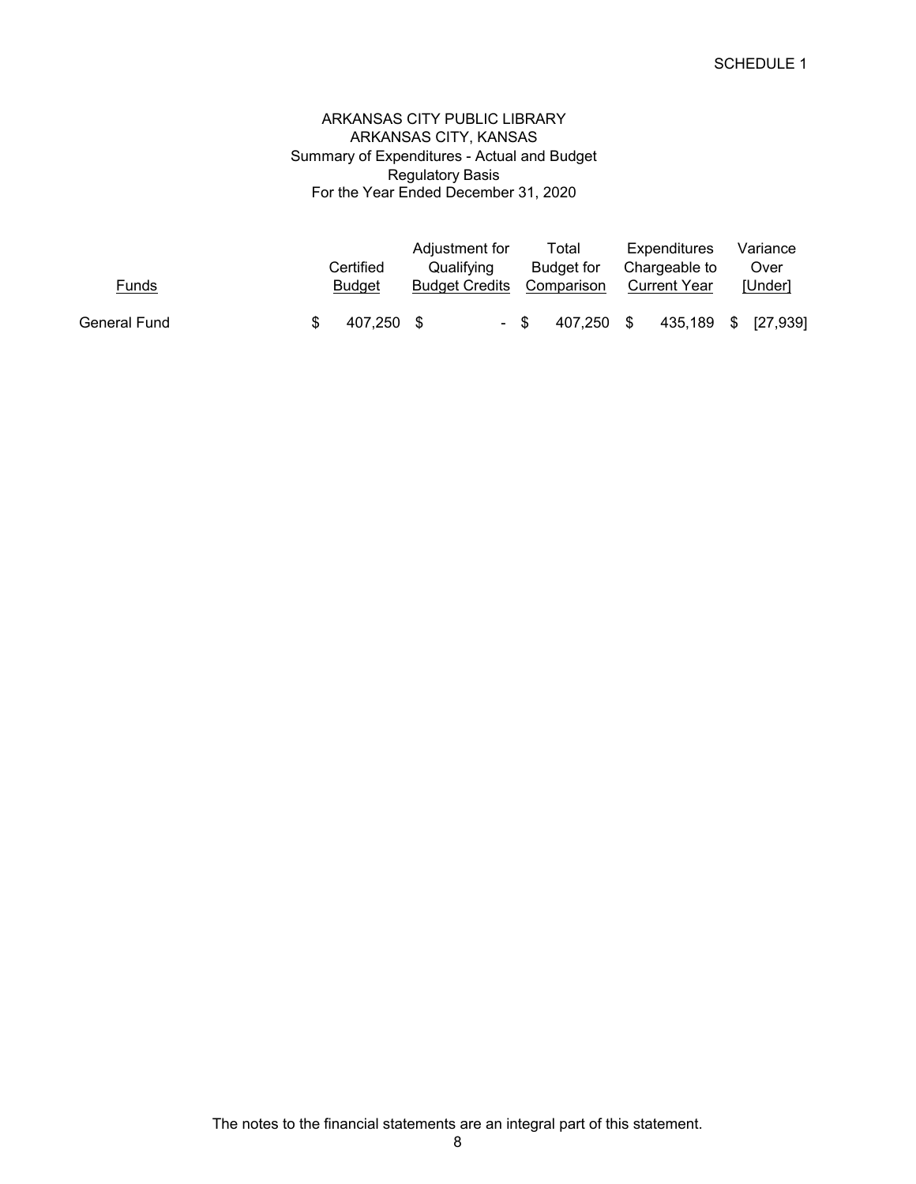SCHEDULE 1

# ARKANSAS CITY PUBLIC LIBRARY
## ARKANSAS CITY, KANSAS
### Summary of Expenditures - Actual and Budget
### Regulatory Basis
### For the Year Ended December 31, 2020

| Funds | Certified Budget | Adjustment for Qualifying Budget Credits | Total Budget for Comparison | Expenditures Chargeable to Current Year | Variance Over [Under] |
|---|---|---|---|---|---|
| General Fund | $ 407,250 | $ - | $ 407,250 | $ 435,189 | $ [27,939] |

The notes to the financial statements are an integral part of this statement.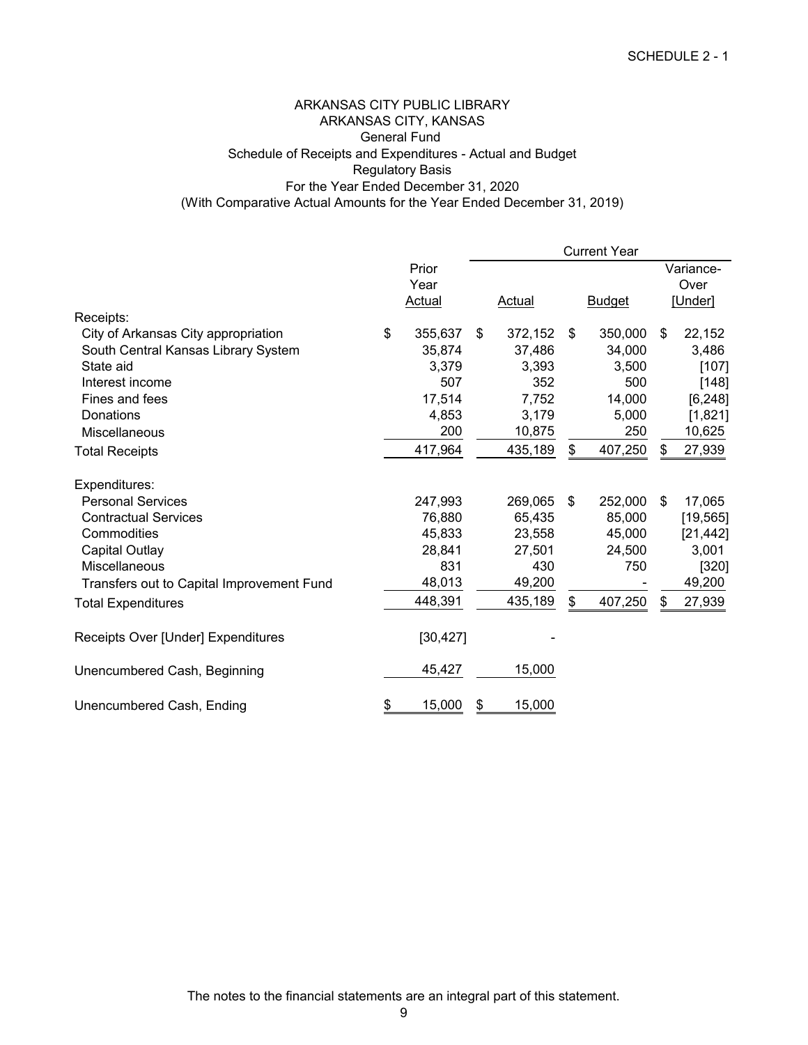SCHEDULE 2 - 1

# ARKANSAS CITY PUBLIC LIBRARY
## ARKANSAS CITY, KANSAS
### General Fund
### Schedule of Receipts and Expenditures - Actual and Budget
### Regulatory Basis
### For the Year Ended December 31, 2020
### (With Comparative Actual Amounts for the Year Ended December 31, 2019)

| | Prior Year Actual | Current Year Actual | Current Year Budget | Current Year Variance- Over [Under] |
|---|---|---|---|---|
| **Receipts:** | | | | |
| City of Arkansas City appropriation | $ 355,637 | $ 372,152 | $ 350,000 | $ 22,152 |
| South Central Kansas Library System | 35,874 | 37,486 | 34,000 | 3,486 |
| State aid | 3,379 | 3,393 | 3,500 | [107] |
| Interest income | 507 | 352 | 500 | [148] |
| Fines and fees | 17,514 | 7,752 | 14,000 | [6,248] |
| Donations | 4,853 | 3,179 | 5,000 | [1,821] |
| Miscellaneous | 200 | 10,875 | 250 | 10,625 |
| Total Receipts | 417,964 | 435,189 | $ 407,250 | $ 27,939 |
| **Expenditures:** | | | | |
| Personal Services | 247,993 | 269,065 | $ 252,000 | $ 17,065 |
| Contractual Services | 76,880 | 65,435 | 85,000 | [19,565] |
| Commodities | 45,833 | 23,558 | 45,000 | [21,442] |
| Capital Outlay | 28,841 | 27,501 | 24,500 | 3,001 |
| Miscellaneous | 831 | 430 | 750 | [320] |
| Transfers out to Capital Improvement Fund | 48,013 | 49,200 | - | 49,200 |
| Total Expenditures | 448,391 | 435,189 | $ 407,250 | $ 27,939 |
| Receipts Over [Under] Expenditures | [30,427] | - | | |
| Unencumbered Cash, Beginning | 45,427 | 15,000 | | |
| Unencumbered Cash, Ending | $ 15,000 | $ 15,000 | | |

The notes to the financial statements are an integral part of this statement.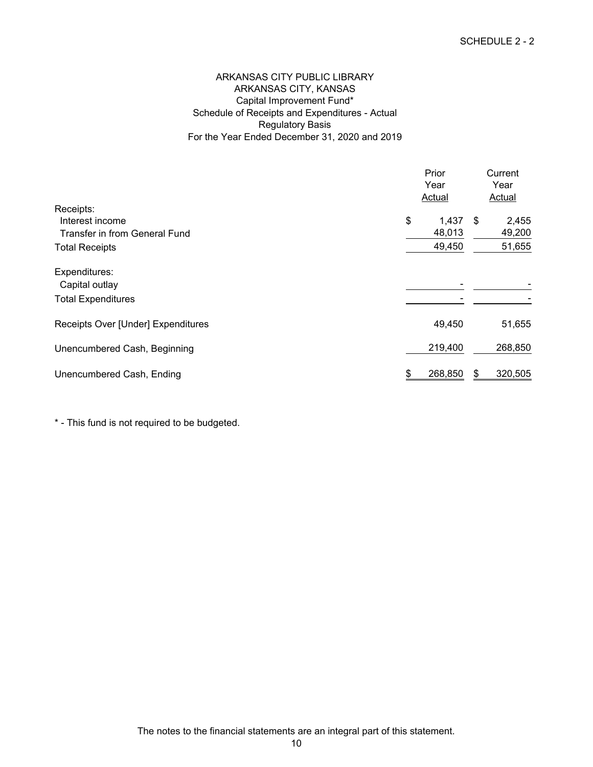SCHEDULE 2 - 2

# ARKANSAS CITY PUBLIC LIBRARY
## ARKANSAS CITY, KANSAS
### Capital Improvement Fund*
### Schedule of Receipts and Expenditures - Actual
### Regulatory Basis
### For the Year Ended December 31, 2020 and 2019

| | Prior Year Actual | Current Year Actual |
|---|---|---|
| Receipts: | | |
| Interest income | $ 1,437 | $ 2,455 |
| Transfer in from General Fund | 48,013 | 49,200 |
| Total Receipts | 49,450 | 51,655 |
| Expenditures: | | |
| Capital outlay | - | - |
| Total Expenditures | - | - |
| Receipts Over [Under] Expenditures | 49,450 | 51,655 |
| Unencumbered Cash, Beginning | 219,400 | 268,850 |
| Unencumbered Cash, Ending | $ 268,850 | $ 320,505 |

* - This fund is not required to be budgeted.

The notes to the financial statements are an integral part of this statement.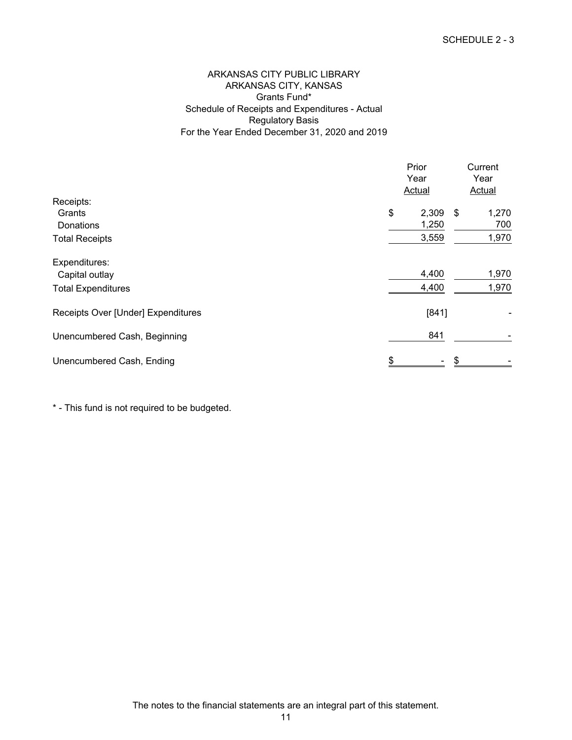SCHEDULE 2 - 3

# ARKANSAS CITY PUBLIC LIBRARY
## ARKANSAS CITY, KANSAS
### Grants Fund*
### Schedule of Receipts and Expenditures - Actual
### Regulatory Basis
### For the Year Ended December 31, 2020 and 2019

| | Prior Year Actual | Current Year Actual |
|---|---|---|
| Receipts: | | |
| Grants | $ 2,309 | $ 1,270 |
| Donations | 1,250 | 700 |
| Total Receipts | 3,559 | 1,970 |
| Expenditures: | | |
| Capital outlay | 4,400 | 1,970 |
| Total Expenditures | 4,400 | 1,970 |
| Receipts Over [Under] Expenditures | [841] | - |
| Unencumbered Cash, Beginning | 841 | - |
| Unencumbered Cash, Ending | $ - | $ - |

* - This fund is not required to be budgeted.

The notes to the financial statements are an integral part of this statement.